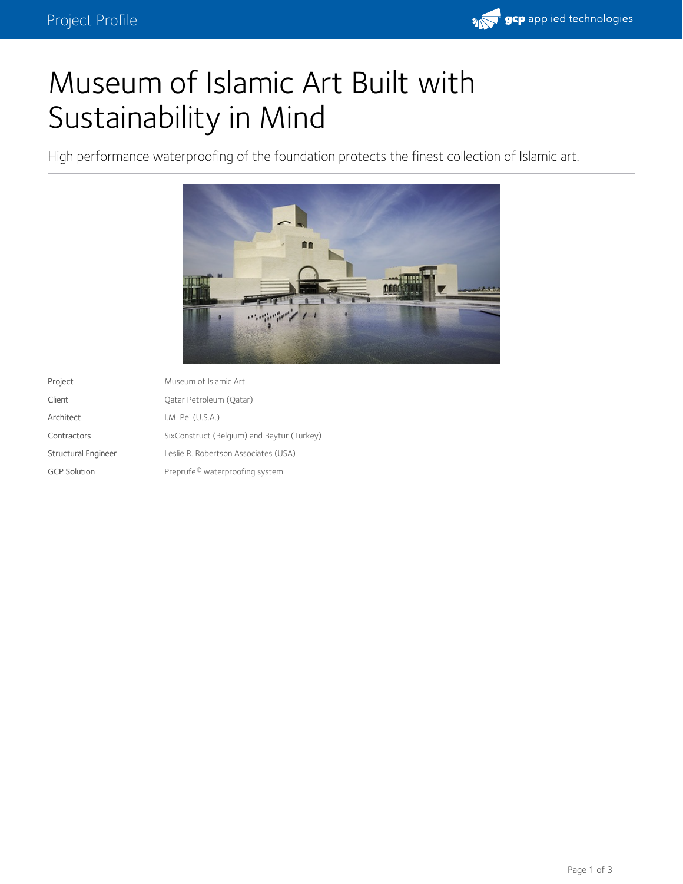# Museum of Islamic Art Built with Sustainability in Mind

High performance waterproofing of the foundation protects the finest collection of Islamic art.

| | |
|---|---|
| Project | Museum of Islamic Art |
| Client | Qatar Petroleum (Qatar) |
| Architect | I.M. Pei (U.S.A.) |
| Contractors | SixConstruct (Belgium) and Baytur (Turkey) |
| Structural Engineer | Leslie R. Robertson Associates (USA) |
| GCP Solution | Preprufe® waterproofing system |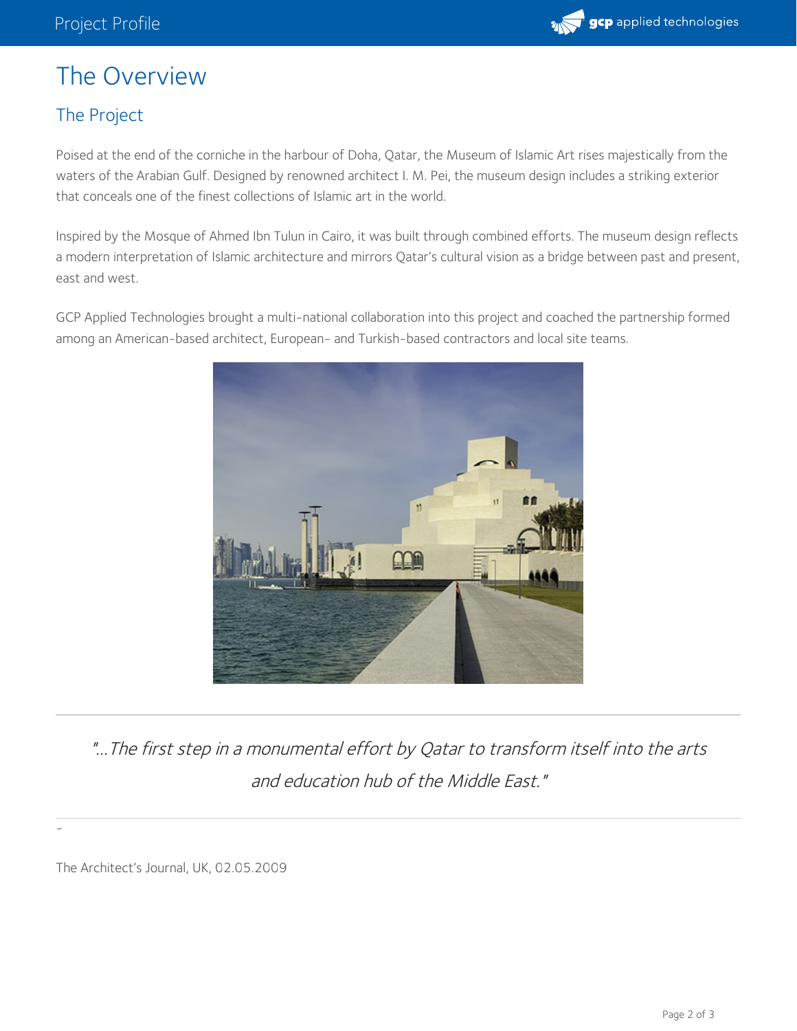# The Overview

## The Project

Poised at the end of the corniche in the harbour of Doha, Qatar, the Museum of Islamic Art rises majestically from the waters of the Arabian Gulf. Designed by renowned architect I. M. Pei, the museum design includes a striking exterior that conceals one of the finest collections of Islamic art in the world.

Inspired by the Mosque of Ahmed Ibn Tulun in Cairo, it was built through combined efforts. The museum design reflects a modern interpretation of Islamic architecture and mirrors Qatar's cultural vision as a bridge between past and present, east and west.

GCP Applied Technologies brought a multi-national collaboration into this project and coached the partnership formed among an American-based architect, European- and Turkish-based contractors and local site teams.

---

> *"...The first step in a monumental effort by Qatar to transform itself into the arts and education hub of the Middle East."*

---

-

The Architect's Journal, UK, 02.05.2009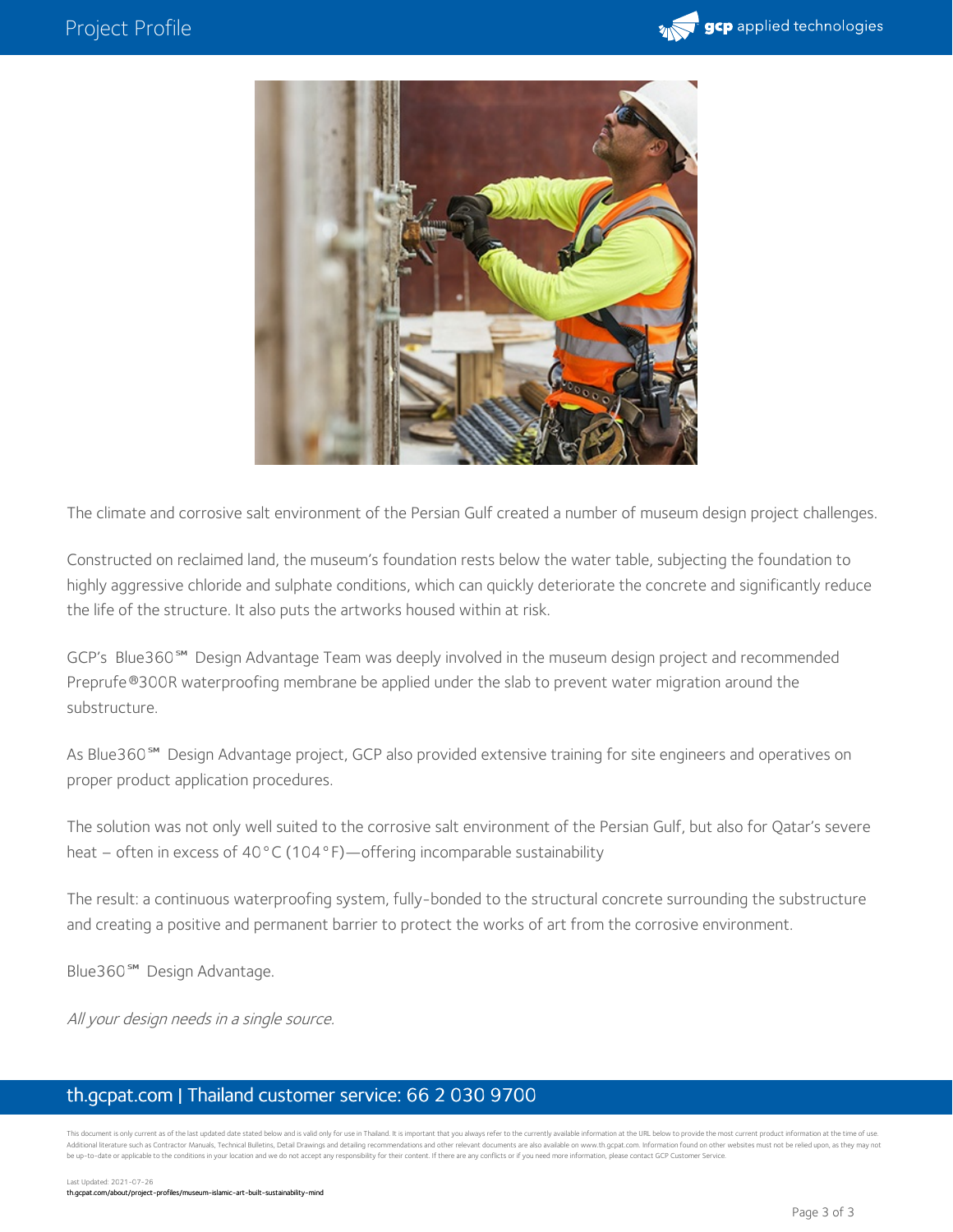The climate and corrosive salt environment of the Persian Gulf created a number of museum design project challenges.

Constructed on reclaimed land, the museum's foundation rests below the water table, subjecting the foundation to highly aggressive chloride and sulphate conditions, which can quickly deteriorate the concrete and significantly reduce the life of the structure. It also puts the artworks housed within at risk.

GCP's Blue360℠ Design Advantage Team was deeply involved in the museum design project and recommended Preprufe®300R waterproofing membrane be applied under the slab to prevent water migration around the substructure.

As Blue360℠ Design Advantage project, GCP also provided extensive training for site engineers and operatives on proper product application procedures.

The solution was not only well suited to the corrosive salt environment of the Persian Gulf, but also for Qatar's severe heat – often in excess of 40°C (104°F)—offering incomparable sustainability

The result: a continuous waterproofing system, fully-bonded to the structural concrete surrounding the substructure and creating a positive and permanent barrier to protect the works of art from the corrosive environment.

Blue360℠ Design Advantage.

*All your design needs in a single source.*

th.gcpat.com | Thailand customer service: 66 2 030 9700

This document is only current as of the last updated date stated below and is valid only for use in Thailand. It is important that you always refer to the currently available information at the URL below to provide the most current product information at the time of use. Additional literature such as Contractor Manuals, Technical Bulletins, Detail Drawings and detailing recommendations and other relevant documents are also available on www.th.gcpat.com. Information found on other websites must not be relied upon, as they may not be up-to-date or applicable to the conditions in your location and we do not accept any responsibility for their content. If there are any conflicts or if you need more information, please contact GCP Customer Service.

Last Updated: 2021-07-26
th.gcpat.com/about/project-profiles/museum-islamic-art-built-sustainability-mind